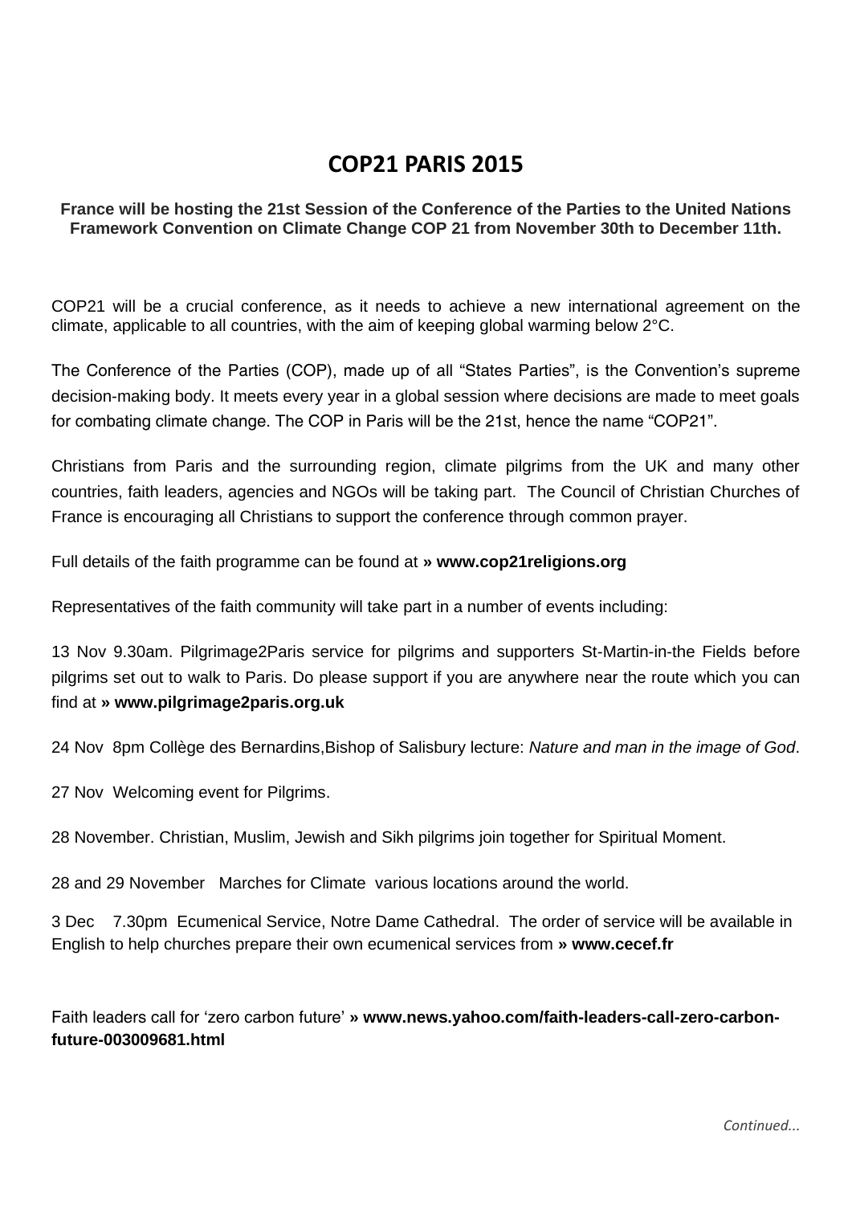# COP21 PARIS 2015

**France will be hosting the 21st Session of the Conference of the Parties to the United Nations Framework Convention on Climate Change COP 21 from November 30th to December 11th.**

COP21 will be a crucial conference, as it needs to achieve a new international agreement on the climate, applicable to all countries, with the aim of keeping global warming below 2°C.

The Conference of the Parties (COP), made up of all "States Parties", is the Convention's supreme decision-making body. It meets every year in a global session where decisions are made to meet goals for combating climate change. The COP in Paris will be the 21st, hence the name "COP21".

Christians from Paris and the surrounding region, climate pilgrims from the UK and many other countries, faith leaders, agencies and NGOs will be taking part. The Council of Christian Churches of France is encouraging all Christians to support the conference through common prayer.

Full details of the faith programme can be found at **» www.cop21religions.org**

Representatives of the faith community will take part in a number of events including:

13 Nov 9.30am. Pilgrimage2Paris service for pilgrims and supporters St-Martin-in-the Fields before pilgrims set out to walk to Paris. Do please support if you are anywhere near the route which you can find at **» www.pilgrimage2paris.org.uk**

24 Nov 8pm Collège des Bernardins,Bishop of Salisbury lecture: *Nature and man in the image of God*.

27 Nov Welcoming event for Pilgrims.

28 November. Christian, Muslim, Jewish and Sikh pilgrims join together for Spiritual Moment.

28 and 29 November Marches for Climate various locations around the world.

3 Dec 7.30pm Ecumenical Service, Notre Dame Cathedral. The order of service will be available in English to help churches prepare their own ecumenical services from **» www.cecef.fr**

Faith leaders call for 'zero carbon future' **» www.news.yahoo.com/faith-leaders-call-zero-carbon-future-003009681.html**

*Continued...*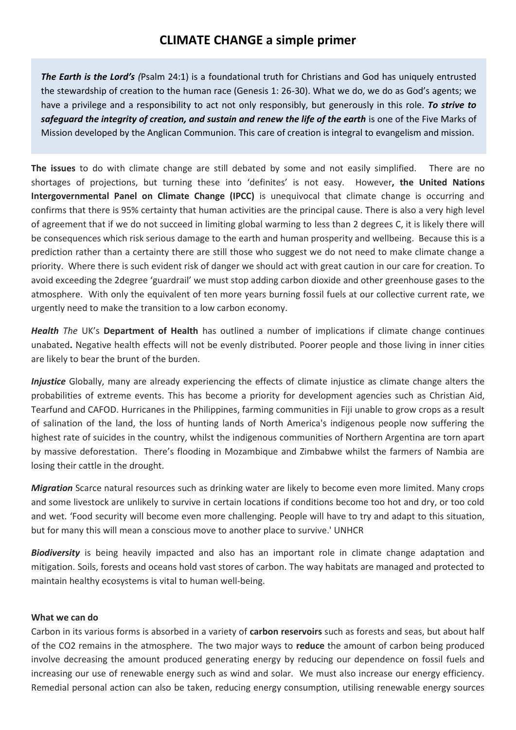# CLIMATE CHANGE a simple primer

> ***The Earth is the Lord's*** *(*Psalm 24:1) is a foundational truth for Christians and God has uniquely entrusted the stewardship of creation to the human race (Genesis 1: 26-30). What we do, we do as God's agents; we have a privilege and a responsibility to act not only responsibly, but generously in this role. ***To strive to safeguard the integrity of creation, and sustain and renew the life of the earth*** is one of the Five Marks of Mission developed by the Anglican Communion. This care of creation is integral to evangelism and mission.

**The issues** to do with climate change are still debated by some and not easily simplified. There are no shortages of projections, but turning these into 'definites' is not easy. However**, the United Nations Intergovernmental Panel on Climate Change (IPCC)** is unequivocal that climate change is occurring and confirms that there is 95% certainty that human activities are the principal cause. There is also a very high level of agreement that if we do not succeed in limiting global warming to less than 2 degrees C, it is likely there will be consequences which risk serious damage to the earth and human prosperity and wellbeing. Because this is a prediction rather than a certainty there are still those who suggest we do not need to make climate change a priority. Where there is such evident risk of danger we should act with great caution in our care for creation. To avoid exceeding the 2degree 'guardrail' we must stop adding carbon dioxide and other greenhouse gases to the atmosphere. With only the equivalent of ten more years burning fossil fuels at our collective current rate, we urgently need to make the transition to a low carbon economy.

***Health*** *The* UK's **Department of Health** has outlined a number of implications if climate change continues unabated**.** Negative health effects will not be evenly distributed. Poorer people and those living in inner cities are likely to bear the brunt of the burden.

***Injustice*** Globally, many are already experiencing the effects of climate injustice as climate change alters the probabilities of extreme events. This has become a priority for development agencies such as Christian Aid, Tearfund and CAFOD. Hurricanes in the Philippines, farming communities in Fiji unable to grow crops as a result of salination of the land, the loss of hunting lands of North America's indigenous people now suffering the highest rate of suicides in the country, whilst the indigenous communities of Northern Argentina are torn apart by massive deforestation. There's flooding in Mozambique and Zimbabwe whilst the farmers of Nambia are losing their cattle in the drought.

***Migration*** Scarce natural resources such as drinking water are likely to become even more limited. Many crops and some livestock are unlikely to survive in certain locations if conditions become too hot and dry, or too cold and wet. 'Food security will become even more challenging. People will have to try and adapt to this situation, but for many this will mean a conscious move to another place to survive.' UNHCR

***Biodiversity*** is being heavily impacted and also has an important role in climate change adaptation and mitigation. Soils, forests and oceans hold vast stores of carbon. The way habitats are managed and protected to maintain healthy ecosystems is vital to human well-being.

**What we can do**

Carbon in its various forms is absorbed in a variety of **carbon reservoirs** such as forests and seas, but about half of the $CO_2$ remains in the atmosphere. The two major ways to **reduce** the amount of carbon being produced involve decreasing the amount produced generating energy by reducing our dependence on fossil fuels and increasing our use of renewable energy such as wind and solar. We must also increase our energy efficiency. Remedial personal action can also be taken, reducing energy consumption, utilising renewable energy sources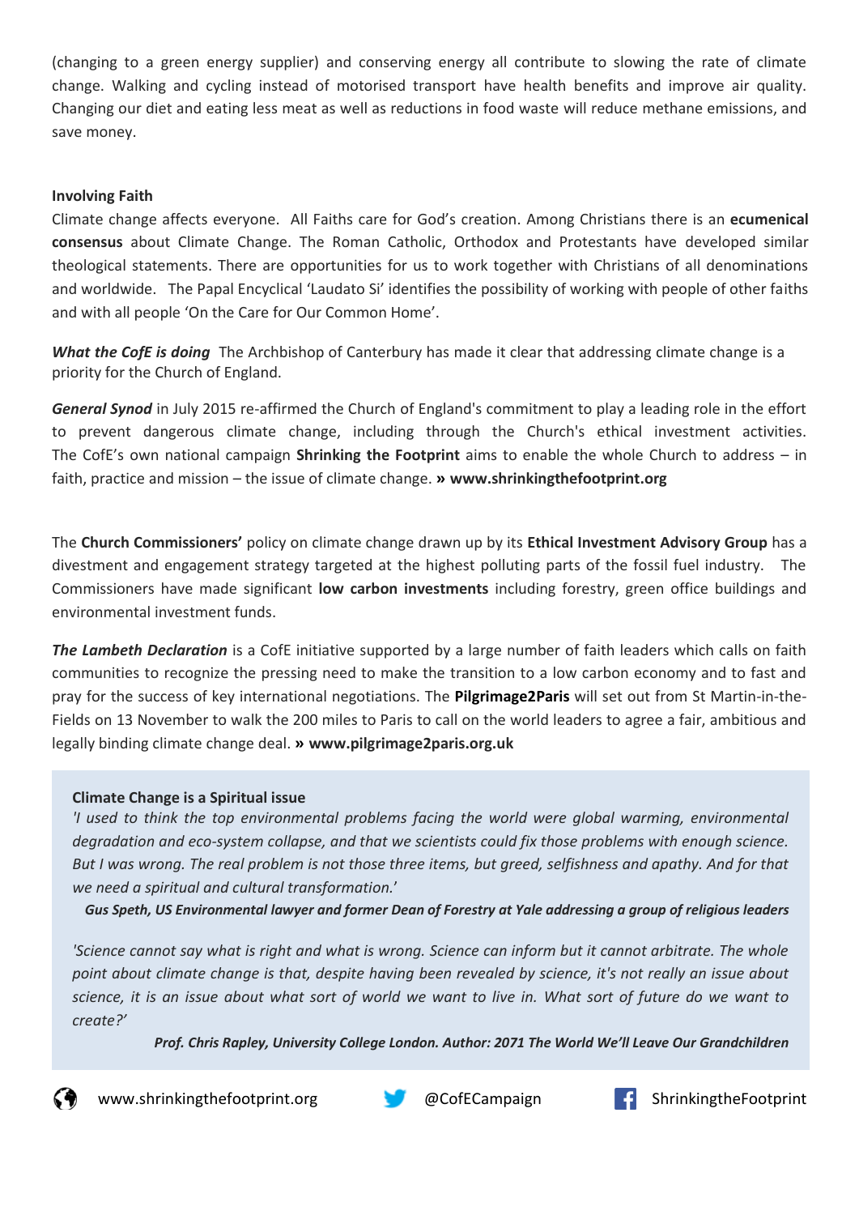(changing to a green energy supplier) and conserving energy all contribute to slowing the rate of climate change. Walking and cycling instead of motorised transport have health benefits and improve air quality. Changing our diet and eating less meat as well as reductions in food waste will reduce methane emissions, and save money.

**Involving Faith**

Climate change affects everyone. All Faiths care for God's creation. Among Christians there is an **ecumenical consensus** about Climate Change. The Roman Catholic, Orthodox and Protestants have developed similar theological statements. There are opportunities for us to work together with Christians of all denominations and worldwide. The Papal Encyclical 'Laudato Si' identifies the possibility of working with people of other faiths and with all people 'On the Care for Our Common Home'.

***What the CofE is doing*** The Archbishop of Canterbury has made it clear that addressing climate change is a priority for the Church of England.

***General Synod*** in July 2015 re-affirmed the Church of England's commitment to play a leading role in the effort to prevent dangerous climate change, including through the Church's ethical investment activities. The CofE's own national campaign **Shrinking the Footprint** aims to enable the whole Church to address – in faith, practice and mission – the issue of climate change. **» www.shrinkingthefootprint.org**

The **Church Commissioners'** policy on climate change drawn up by its **Ethical Investment Advisory Group** has a divestment and engagement strategy targeted at the highest polluting parts of the fossil fuel industry. The Commissioners have made significant **low carbon investments** including forestry, green office buildings and environmental investment funds.

***The Lambeth Declaration*** is a CofE initiative supported by a large number of faith leaders which calls on faith communities to recognize the pressing need to make the transition to a low carbon economy and to fast and pray for the success of key international negotiations. The **Pilgrimage2Paris** will set out from St Martin-in-the-Fields on 13 November to walk the 200 miles to Paris to call on the world leaders to agree a fair, ambitious and legally binding climate change deal. **» www.pilgrimage2paris.org.uk**

**Climate Change is a Spiritual issue**

*'I used to think the top environmental problems facing the world were global warming, environmental degradation and eco-system collapse, and that we scientists could fix those problems with enough science. But I was wrong. The real problem is not those three items, but greed, selfishness and apathy. And for that we need a spiritual and cultural transformation.'*

***Gus Speth, US Environmental lawyer and former Dean of Forestry at Yale addressing a group of religious leaders***

*'Science cannot say what is right and what is wrong. Science can inform but it cannot arbitrate. The whole point about climate change is that, despite having been revealed by science, it's not really an issue about science, it is an issue about what sort of world we want to live in. What sort of future do we want to create?'*

***Prof. Chris Rapley, University College London. Author: 2071 The World We'll Leave Our Grandchildren***

www.shrinkingthefootprint.org @CofECampaign ShrinkingtheFootprint